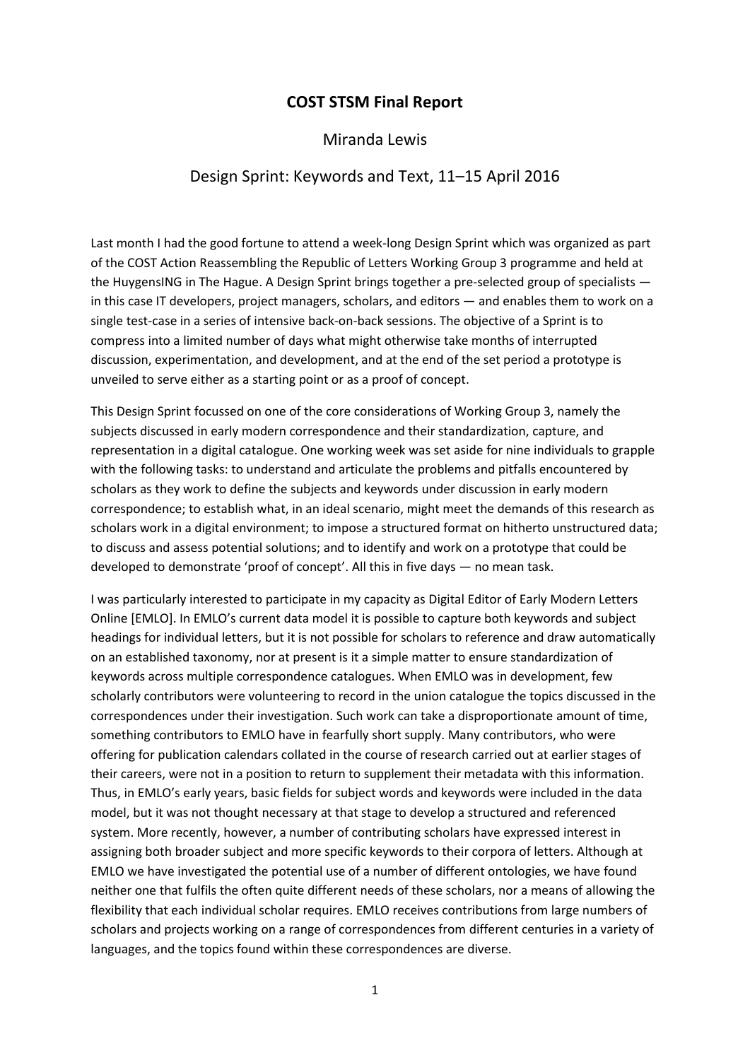# COST STSM Final Report

Miranda Lewis

Design Sprint: Keywords and Text, 11–15 April 2016

Last month I had the good fortune to attend a week-long Design Sprint which was organized as part of the COST Action Reassembling the Republic of Letters Working Group 3 programme and held at the HuygensING in The Hague. A Design Sprint brings together a pre-selected group of specialists — in this case IT developers, project managers, scholars, and editors — and enables them to work on a single test-case in a series of intensive back-on-back sessions. The objective of a Sprint is to compress into a limited number of days what might otherwise take months of interrupted discussion, experimentation, and development, and at the end of the set period a prototype is unveiled to serve either as a starting point or as a proof of concept.

This Design Sprint focussed on one of the core considerations of Working Group 3, namely the subjects discussed in early modern correspondence and their standardization, capture, and representation in a digital catalogue. One working week was set aside for nine individuals to grapple with the following tasks: to understand and articulate the problems and pitfalls encountered by scholars as they work to define the subjects and keywords under discussion in early modern correspondence; to establish what, in an ideal scenario, might meet the demands of this research as scholars work in a digital environment; to impose a structured format on hitherto unstructured data; to discuss and assess potential solutions; and to identify and work on a prototype that could be developed to demonstrate 'proof of concept'. All this in five days — no mean task.

I was particularly interested to participate in my capacity as Digital Editor of Early Modern Letters Online [EMLO]. In EMLO's current data model it is possible to capture both keywords and subject headings for individual letters, but it is not possible for scholars to reference and draw automatically on an established taxonomy, nor at present is it a simple matter to ensure standardization of keywords across multiple correspondence catalogues. When EMLO was in development, few scholarly contributors were volunteering to record in the union catalogue the topics discussed in the correspondences under their investigation. Such work can take a disproportionate amount of time, something contributors to EMLO have in fearfully short supply. Many contributors, who were offering for publication calendars collated in the course of research carried out at earlier stages of their careers, were not in a position to return to supplement their metadata with this information. Thus, in EMLO's early years, basic fields for subject words and keywords were included in the data model, but it was not thought necessary at that stage to develop a structured and referenced system. More recently, however, a number of contributing scholars have expressed interest in assigning both broader subject and more specific keywords to their corpora of letters. Although at EMLO we have investigated the potential use of a number of different ontologies, we have found neither one that fulfils the often quite different needs of these scholars, nor a means of allowing the flexibility that each individual scholar requires. EMLO receives contributions from large numbers of scholars and projects working on a range of correspondences from different centuries in a variety of languages, and the topics found within these correspondences are diverse.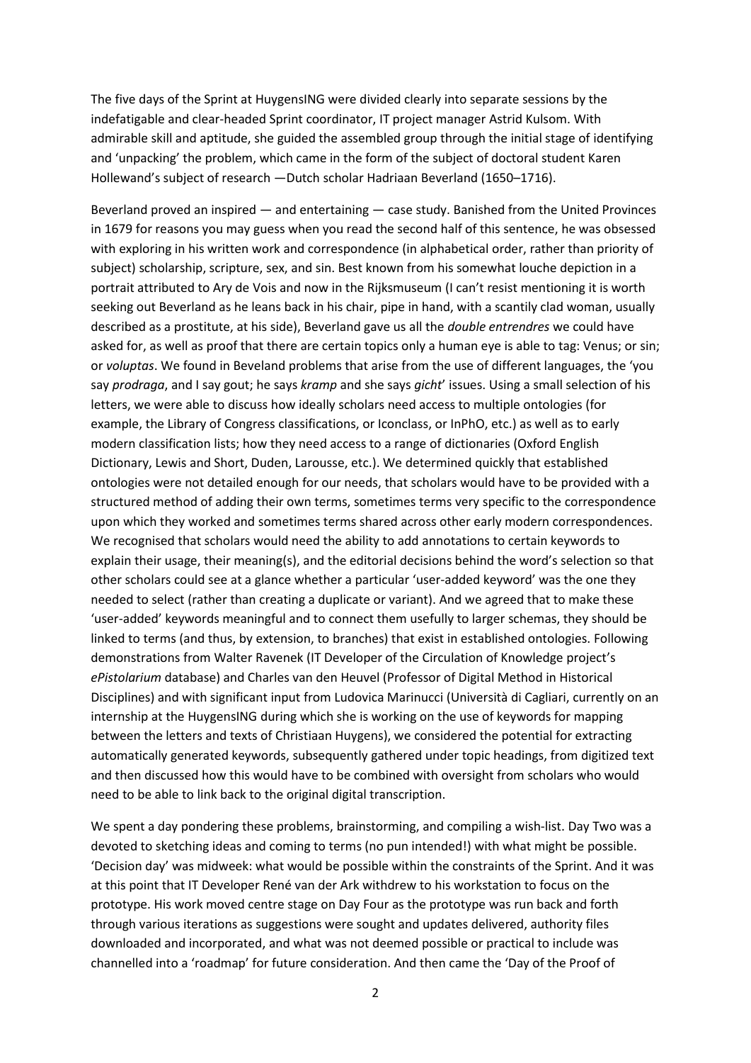The five days of the Sprint at HuygensING were divided clearly into separate sessions by the indefatigable and clear-headed Sprint coordinator, IT project manager Astrid Kulsom. With admirable skill and aptitude, she guided the assembled group through the initial stage of identifying and 'unpacking' the problem, which came in the form of the subject of doctoral student Karen Hollewand's subject of research —Dutch scholar Hadriaan Beverland (1650–1716).

Beverland proved an inspired — and entertaining — case study. Banished from the United Provinces in 1679 for reasons you may guess when you read the second half of this sentence, he was obsessed with exploring in his written work and correspondence (in alphabetical order, rather than priority of subject) scholarship, scripture, sex, and sin. Best known from his somewhat louche depiction in a portrait attributed to Ary de Vois and now in the Rijksmuseum (I can't resist mentioning it is worth seeking out Beverland as he leans back in his chair, pipe in hand, with a scantily clad woman, usually described as a prostitute, at his side), Beverland gave us all the *double entrendres* we could have asked for, as well as proof that there are certain topics only a human eye is able to tag: Venus; or sin; or *voluptas*. We found in Beveland problems that arise from the use of different languages, the 'you say *prodraga*, and I say gout; he says *kramp* and she says *gicht*' issues. Using a small selection of his letters, we were able to discuss how ideally scholars need access to multiple ontologies (for example, the Library of Congress classifications, or Iconclass, or InPhO, etc.) as well as to early modern classification lists; how they need access to a range of dictionaries (Oxford English Dictionary, Lewis and Short, Duden, Larousse, etc.). We determined quickly that established ontologies were not detailed enough for our needs, that scholars would have to be provided with a structured method of adding their own terms, sometimes terms very specific to the correspondence upon which they worked and sometimes terms shared across other early modern correspondences. We recognised that scholars would need the ability to add annotations to certain keywords to explain their usage, their meaning(s), and the editorial decisions behind the word's selection so that other scholars could see at a glance whether a particular 'user-added keyword' was the one they needed to select (rather than creating a duplicate or variant). And we agreed that to make these 'user-added' keywords meaningful and to connect them usefully to larger schemas, they should be linked to terms (and thus, by extension, to branches) that exist in established ontologies. Following demonstrations from Walter Ravenek (IT Developer of the Circulation of Knowledge project's *ePistolarium* database) and Charles van den Heuvel (Professor of Digital Method in Historical Disciplines) and with significant input from Ludovica Marinucci (Università di Cagliari, currently on an internship at the HuygensING during which she is working on the use of keywords for mapping between the letters and texts of Christiaan Huygens), we considered the potential for extracting automatically generated keywords, subsequently gathered under topic headings, from digitized text and then discussed how this would have to be combined with oversight from scholars who would need to be able to link back to the original digital transcription.

We spent a day pondering these problems, brainstorming, and compiling a wish-list. Day Two was a devoted to sketching ideas and coming to terms (no pun intended!) with what might be possible. 'Decision day' was midweek: what would be possible within the constraints of the Sprint. And it was at this point that IT Developer René van der Ark withdrew to his workstation to focus on the prototype. His work moved centre stage on Day Four as the prototype was run back and forth through various iterations as suggestions were sought and updates delivered, authority files downloaded and incorporated, and what was not deemed possible or practical to include was channelled into a 'roadmap' for future consideration. And then came the 'Day of the Proof of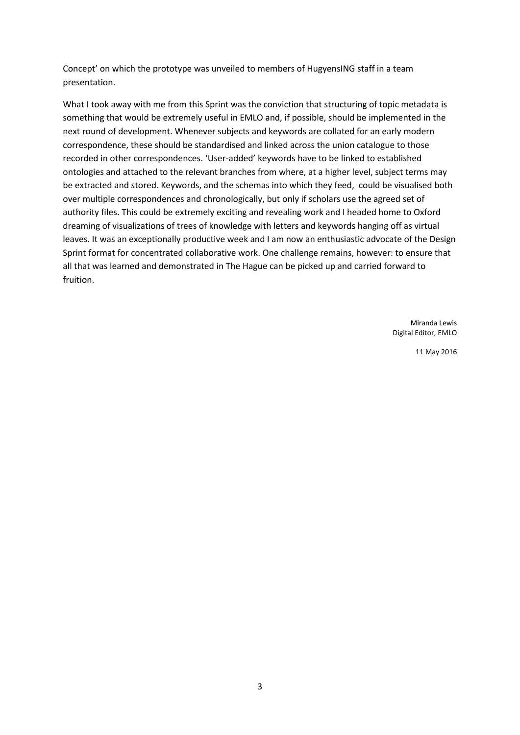Concept' on which the prototype was unveiled to members of HugyensING staff in a team presentation.

What I took away with me from this Sprint was the conviction that structuring of topic metadata is something that would be extremely useful in EMLO and, if possible, should be implemented in the next round of development. Whenever subjects and keywords are collated for an early modern correspondence, these should be standardised and linked across the union catalogue to those recorded in other correspondences. 'User-added' keywords have to be linked to established ontologies and attached to the relevant branches from where, at a higher level, subject terms may be extracted and stored. Keywords, and the schemas into which they feed, could be visualised both over multiple correspondences and chronologically, but only if scholars use the agreed set of authority files. This could be extremely exciting and revealing work and I headed home to Oxford dreaming of visualizations of trees of knowledge with letters and keywords hanging off as virtual leaves. It was an exceptionally productive week and I am now an enthusiastic advocate of the Design Sprint format for concentrated collaborative work. One challenge remains, however: to ensure that all that was learned and demonstrated in The Hague can be picked up and carried forward to fruition.

Miranda Lewis
Digital Editor, EMLO

11 May 2016